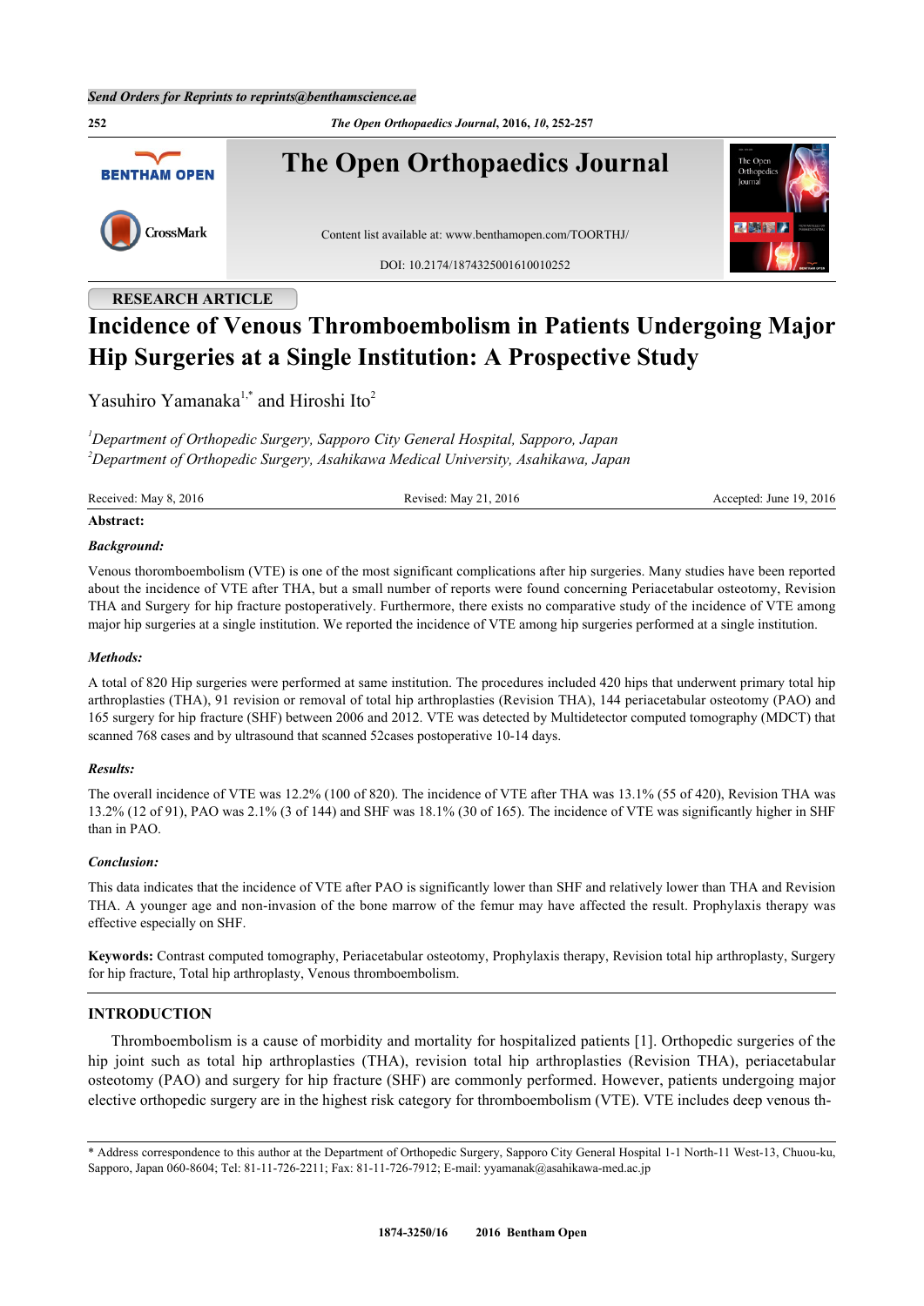RESEARCH ARTICLE

# Incidence of Venous Thromboembolism in Patients Undergoing Major Hip Surgeries at a Single Institution: A Prospective Study

Yasuhiro Yamanaka[1,*] and Hiroshi Ito[2]

[1]*Department of Orthopedic Surgery, Sapporo City General Hospital, Sapporo, Japan*
[2]*Department of Orthopedic Surgery, Asahikawa Medical University, Asahikawa, Japan*

Received: May 8, 2016 | Revised: May 21, 2016 | Accepted: June 19, 2016

**Abstract:**

***Background:***

Venous thoromboembolism (VTE) is one of the most significant complications after hip surgeries. Many studies have been reported about the incidence of VTE after THA, but a small number of reports were found concerning Periacetabular osteotomy, Revision THA and Surgery for hip fracture postoperatively. Furthermore, there exists no comparative study of the incidence of VTE among major hip surgeries at a single institution. We reported the incidence of VTE among hip surgeries performed at a single institution.

***Methods:***

A total of 820 Hip surgeries were performed at same institution. The procedures included 420 hips that underwent primary total hip arthroplasties (THA), 91 revision or removal of total hip arthroplasties (Revision THA), 144 periacetabular osteotomy (PAO) and 165 surgery for hip fracture (SHF) between 2006 and 2012. VTE was detected by Multidetector computed tomography (MDCT) that scanned 768 cases and by ultrasound that scanned 52cases postoperative 10-14 days.

***Results:***

The overall incidence of VTE was 12.2% (100 of 820). The incidence of VTE after THA was 13.1% (55 of 420), Revision THA was 13.2% (12 of 91), PAO was 2.1% (3 of 144) and SHF was 18.1% (30 of 165). The incidence of VTE was significantly higher in SHF than in PAO.

***Conclusion:***

This data indicates that the incidence of VTE after PAO is significantly lower than SHF and relatively lower than THA and Revision THA. A younger age and non-invasion of the bone marrow of the femur may have affected the result. Prophylaxis therapy was effective especially on SHF.

**Keywords:** Contrast computed tomography, Periacetabular osteotomy, Prophylaxis therapy, Revision total hip arthroplasty, Surgery for hip fracture, Total hip arthroplasty, Venous thromboembolism.

## INTRODUCTION

Thromboembolism is a cause of morbidity and mortality for hospitalized patients [1]. Orthopedic surgeries of the hip joint such as total hip arthroplasties (THA), revision total hip arthroplasties (Revision THA), periacetabular osteotomy (PAO) and surgery for hip fracture (SHF) are commonly performed. However, patients undergoing major elective orthopedic surgery are in the highest risk category for thromboembolism (VTE). VTE includes deep venous th-

\* Address correspondence to this author at the Department of Orthopedic Surgery, Sapporo City General Hospital 1-1 North-11 West-13, Chuou-ku, Sapporo, Japan 060-8604; Tel: 81-11-726-2211; Fax: 81-11-726-7912; E-mail: yyamanak@asahikawa-med.ac.jp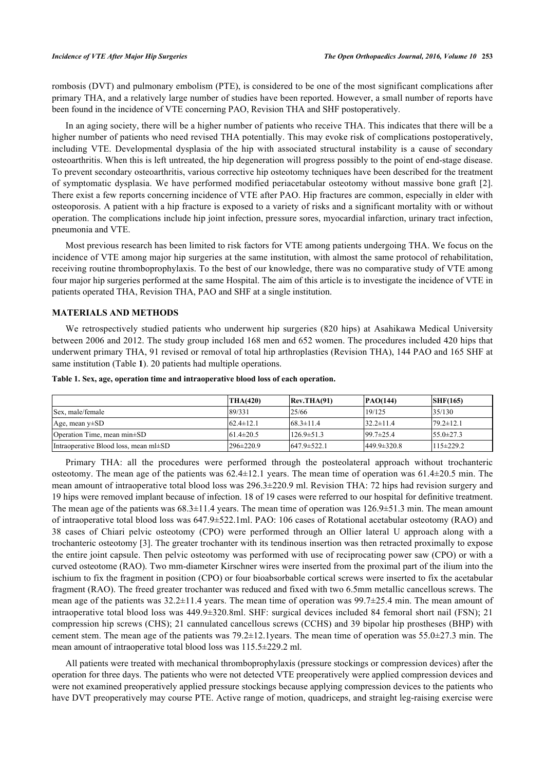rombosis (DVT) and pulmonary embolism (PTE), is considered to be one of the most significant complications after primary THA, and a relatively large number of studies have been reported. However, a small number of reports have been found in the incidence of VTE concerning PAO, Revision THA and SHF postoperatively.

In an aging society, there will be a higher number of patients who receive THA. This indicates that there will be a higher number of patients who need revised THA potentially. This may evoke risk of complications postoperatively, including VTE. Developmental dysplasia of the hip with associated structural instability is a cause of secondary osteoarthritis. When this is left untreated, the hip degeneration will progress possibly to the point of end-stage disease. To prevent secondary osteoarthritis, various corrective hip osteotomy techniques have been described for the treatment of symptomatic dysplasia. We have performed modified periacetabular osteotomy without massive bone graft [2]. There exist a few reports concerning incidence of VTE after PAO. Hip fractures are common, especially in elder with osteoporosis. A patient with a hip fracture is exposed to a variety of risks and a significant mortality with or without operation. The complications include hip joint infection, pressure sores, myocardial infarction, urinary tract infection, pneumonia and VTE.

Most previous research has been limited to risk factors for VTE among patients undergoing THA. We focus on the incidence of VTE among major hip surgeries at the same institution, with almost the same protocol of rehabilitation, receiving routine thromboprophylaxis. To the best of our knowledge, there was no comparative study of VTE among four major hip surgeries performed at the same Hospital. The aim of this article is to investigate the incidence of VTE in patients operated THA, Revision THA, PAO and SHF at a single institution.

## MATERIALS AND METHODS

We retrospectively studied patients who underwent hip surgeries (820 hips) at Asahikawa Medical University between 2006 and 2012. The study group included 168 men and 652 women. The procedures included 420 hips that underwent primary THA, 91 revised or removal of total hip arthroplasties (Revision THA), 144 PAO and 165 SHF at same institution (Table **1**). 20 patients had multiple operations.

**Table 1. Sex, age, operation time and intraoperative blood loss of each operation.**

| | THA(420) | Rev.THA(91) | PAO(144) | SHF(165) |
|---|---|---|---|---|
| Sex, male/female | 89/331 | 25/66 | 19/125 | 35/130 |
| Age, mean y±SD | 62.4±12.1 | 68.3±11.4 | 32.2±11.4 | 79.2±12.1 |
| Operation Time, mean min±SD | 61.4±20.5 | 126.9±51.3 | 99.7±25.4 | 55.0±27.3 |
| Intraoperative Blood loss, mean ml±SD | 296±220.9 | 647.9±522.1 | 449.9±320.8 | 115±229.2 |

Primary THA: all the procedures were performed through the posteolateral approach without trochanteric osteotomy. The mean age of the patients was 62.4±12.1 years. The mean time of operation was 61.4±20.5 min. The mean amount of intraoperative total blood loss was 296.3±220.9 ml. Revision THA: 72 hips had revision surgery and 19 hips were removed implant because of infection. 18 of 19 cases were referred to our hospital for definitive treatment. The mean age of the patients was 68.3±11.4 years. The mean time of operation was 126.9±51.3 min. The mean amount of intraoperative total blood loss was 647.9±522.1ml. PAO: 106 cases of Rotational acetabular osteotomy (RAO) and 38 cases of Chiari pelvic osteotomy (CPO) were performed through an Ollier lateral U approach along with a trochanteric osteotomy [3]. The greater trochanter with its tendinous insertion was then retracted proximally to expose the entire joint capsule. Then pelvic osteotomy was performed with use of reciprocating power saw (CPO) or with a curved osteotome (RAO). Two mm-diameter Kirschner wires were inserted from the proximal part of the ilium into the ischium to fix the fragment in position (CPO) or four bioabsorbable cortical screws were inserted to fix the acetabular fragment (RAO). The freed greater trochanter was reduced and fixed with two 6.5mm metallic cancellous screws. The mean age of the patients was 32.2±11.4 years. The mean time of operation was 99.7±25.4 min. The mean amount of intraoperative total blood loss was 449.9±320.8ml. SHF: surgical devices included 84 femoral short nail (FSN); 21 compression hip screws (CHS); 21 cannulated cancellous screws (CCHS) and 39 bipolar hip prostheses (BHP) with cement stem. The mean age of the patients was 79.2±12.1years. The mean time of operation was 55.0±27.3 min. The mean amount of intraoperative total blood loss was 115.5±229.2 ml.

All patients were treated with mechanical thromboprophylaxis (pressure stockings or compression devices) after the operation for three days. The patients who were not detected VTE preoperatively were applied compression devices and were not examined preoperatively applied pressure stockings because applying compression devices to the patients who have DVT preoperatively may course PTE. Active range of motion, quadriceps, and straight leg-raising exercise were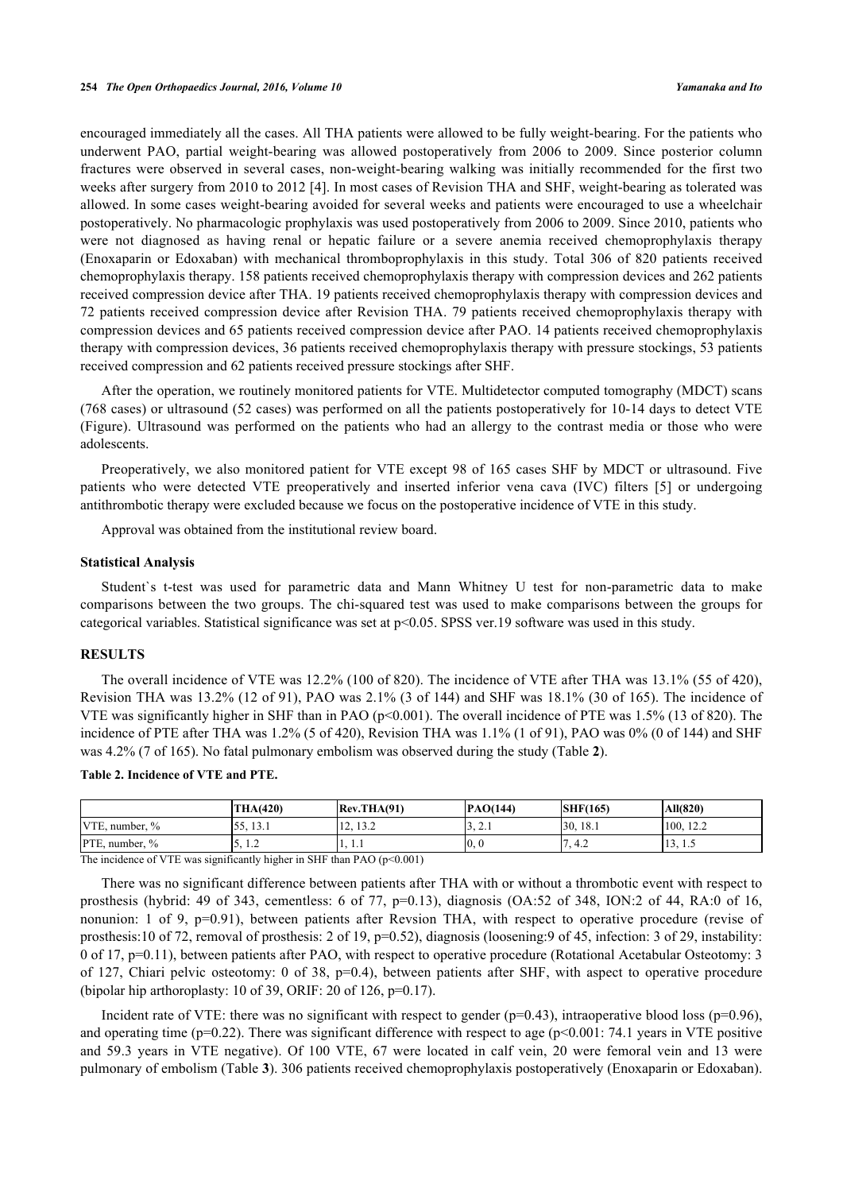encouraged immediately all the cases. All THA patients were allowed to be fully weight-bearing. For the patients who underwent PAO, partial weight-bearing was allowed postoperatively from 2006 to 2009. Since posterior column fractures were observed in several cases, non-weight-bearing walking was initially recommended for the first two weeks after surgery from 2010 to 2012 [4]. In most cases of Revision THA and SHF, weight-bearing as tolerated was allowed. In some cases weight-bearing avoided for several weeks and patients were encouraged to use a wheelchair postoperatively. No pharmacologic prophylaxis was used postoperatively from 2006 to 2009. Since 2010, patients who were not diagnosed as having renal or hepatic failure or a severe anemia received chemoprophylaxis therapy (Enoxaparin or Edoxaban) with mechanical thromboprophylaxis in this study. Total 306 of 820 patients received chemoprophylaxis therapy. 158 patients received chemoprophylaxis therapy with compression devices and 262 patients received compression device after THA. 19 patients received chemoprophylaxis therapy with compression devices and 72 patients received compression device after Revision THA. 79 patients received chemoprophylaxis therapy with compression devices and 65 patients received compression device after PAO. 14 patients received chemoprophylaxis therapy with compression devices, 36 patients received chemoprophylaxis therapy with pressure stockings, 53 patients received compression and 62 patients received pressure stockings after SHF.

After the operation, we routinely monitored patients for VTE. Multidetector computed tomography (MDCT) scans (768 cases) or ultrasound (52 cases) was performed on all the patients postoperatively for 10-14 days to detect VTE (Figure). Ultrasound was performed on the patients who had an allergy to the contrast media or those who were adolescents.

Preoperatively, we also monitored patient for VTE except 98 of 165 cases SHF by MDCT or ultrasound. Five patients who were detected VTE preoperatively and inserted inferior vena cava (IVC) filters [5] or undergoing antithrombotic therapy were excluded because we focus on the postoperative incidence of VTE in this study.

Approval was obtained from the institutional review board.

### Statistical Analysis

Student`s t-test was used for parametric data and Mann Whitney U test for non-parametric data to make comparisons between the two groups. The chi-squared test was used to make comparisons between the groups for categorical variables. Statistical significance was set at $p<0.05$. SPSS ver.19 software was used in this study.

## RESULTS

The overall incidence of VTE was 12.2% (100 of 820). The incidence of VTE after THA was 13.1% (55 of 420), Revision THA was 13.2% (12 of 91), PAO was 2.1% (3 of 144) and SHF was 18.1% (30 of 165). The incidence of VTE was significantly higher in SHF than in PAO ($p<0.001$). The overall incidence of PTE was 1.5% (13 of 820). The incidence of PTE after THA was 1.2% (5 of 420), Revision THA was 1.1% (1 of 91), PAO was 0% (0 of 144) and SHF was 4.2% (7 of 165). No fatal pulmonary embolism was observed during the study (Table **2**).

**Table 2. Incidence of VTE and PTE.**

| | THA(420) | Rev.THA(91) | PAO(144) | SHF(165) | All(820) |
|---|---|---|---|---|---|
| VTE, number, % | 55, 13.1 | 12, 13.2 | 3, 2.1 | 30, 18.1 | 100, 12.2 |
| PTE, number, % | 5, 1.2 | 1, 1.1 | 0, 0 | 7, 4.2 | 13, 1.5 |

The incidence of VTE was significantly higher in SHF than PAO ($p<0.001$)

There was no significant difference between patients after THA with or without a thrombotic event with respect to prosthesis (hybrid: 49 of 343, cementless: 6 of 77, p=0.13), diagnosis (OA:52 of 348, ION:2 of 44, RA:0 of 16, nonunion: 1 of 9, p=0.91), between patients after Revsion THA, with respect to operative procedure (revise of prosthesis:10 of 72, removal of prosthesis: 2 of 19, p=0.52), diagnosis (loosening:9 of 45, infection: 3 of 29, instability: 0 of 17, p=0.11), between patients after PAO, with respect to operative procedure (Rotational Acetabular Osteotomy: 3 of 127, Chiari pelvic osteotomy: 0 of 38, p=0.4), between patients after SHF, with aspect to operative procedure (bipolar hip arthoroplasty: 10 of 39, ORIF: 20 of 126, p=0.17).

Incident rate of VTE: there was no significant with respect to gender (p=0.43), intraoperative blood loss (p=0.96), and operating time (p=0.22). There was significant difference with respect to age ($p<0.001$: 74.1 years in VTE positive and 59.3 years in VTE negative). Of 100 VTE, 67 were located in calf vein, 20 were femoral vein and 13 were pulmonary of embolism (Table **3**). 306 patients received chemoprophylaxis postoperatively (Enoxaparin or Edoxaban).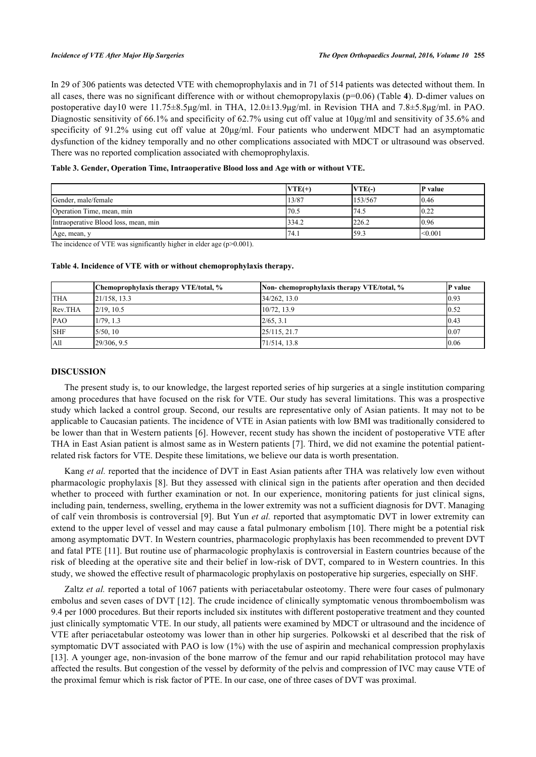In 29 of 306 patients was detected VTE with chemoprophylaxis and in 71 of 514 patients was detected without them. In all cases, there was no significant difference with or without chemopropylaxis (p=0.06) (Table **4**). D-dimer values on postoperative day10 were 11.75±8.5μg/ml. in THA, 12.0±13.9μg/ml. in Revision THA and 7.8±5.8μg/ml. in PAO. Diagnostic sensitivity of 66.1% and specificity of 62.7% using cut off value at 10μg/ml and sensitivity of 35.6% and specificity of 91.2% using cut off value at 20μg/ml. Four patients who underwent MDCT had an asymptomatic dysfunction of the kidney temporally and no other complications associated with MDCT or ultrasound was observed. There was no reported complication associated with chemoprophylaxis.

**Table 3. Gender, Operation Time, Intraoperative Blood loss and Age with or without VTE.**

| | VTE(+) | VTE(-) | P value |
|---|---|---|---|
| Gender, male/female | 13/87 | 153/567 | 0.46 |
| Operation Time, mean, min | 70.5 | 74.5 | 0.22 |
| Intraoperative Blood loss, mean, min | 334.2 | 226.2 | 0.96 |
| Age, mean, y | 74.1 | 59.3 | <0.001 |

The incidence of VTE was significantly higher in elder age (p>0.001).

**Table 4. Incidence of VTE with or without chemoprophylaxis therapy.**

| | Chemoprophylaxis therapy VTE/total, % | Non- chemoprophylaxis therapy VTE/total, % | P value |
|---|---|---|---|
| THA | 21/158, 13.3 | 34/262, 13.0 | 0.93 |
| Rev.THA | 2/19, 10.5 | 10/72, 13.9 | 0.52 |
| PAO | 1/79, 1.3 | 2/65, 3.1 | 0.43 |
| SHF | 5/50, 10 | 25/115, 21.7 | 0.07 |
| All | 29/306, 9.5 | 71/514, 13.8 | 0.06 |

## DISCUSSION

The present study is, to our knowledge, the largest reported series of hip surgeries at a single institution comparing among procedures that have focused on the risk for VTE. Our study has several limitations. This was a prospective study which lacked a control group. Second, our results are representative only of Asian patients. It may not to be applicable to Caucasian patients. The incidence of VTE in Asian patients with low BMI was traditionally considered to be lower than that in Western patients [6]. However, recent study has shown the incident of postoperative VTE after THA in East Asian patient is almost same as in Western patients [7]. Third, we did not examine the potential patient-related risk factors for VTE. Despite these limitations, we believe our data is worth presentation.

Kang *et al.* reported that the incidence of DVT in East Asian patients after THA was relatively low even without pharmacologic prophylaxis [8]. But they assessed with clinical sign in the patients after operation and then decided whether to proceed with further examination or not. In our experience, monitoring patients for just clinical signs, including pain, tenderness, swelling, erythema in the lower extremity was not a sufficient diagnosis for DVT. Managing of calf vein thrombosis is controversial [9]. But Yun *et al.* reported that asymptomatic DVT in lower extremity can extend to the upper level of vessel and may cause a fatal pulmonary embolism [10]. There might be a potential risk among asymptomatic DVT. In Western countries, pharmacologic prophylaxis has been recommended to prevent DVT and fatal PTE [11]. But routine use of pharmacologic prophylaxis is controversial in Eastern countries because of the risk of bleeding at the operative site and their belief in low-risk of DVT, compared to in Western countries. In this study, we showed the effective result of pharmacologic prophylaxis on postoperative hip surgeries, especially on SHF.

Zaltz *et al.* reported a total of 1067 patients with periacetabular osteotomy. There were four cases of pulmonary embolus and seven cases of DVT [12]. The crude incidence of clinically symptomatic venous thromboembolism was 9.4 per 1000 procedures. But their reports included six institutes with different postoperative treatment and they counted just clinically symptomatic VTE. In our study, all patients were examined by MDCT or ultrasound and the incidence of VTE after periacetabular osteotomy was lower than in other hip surgeries. Polkowski et al described that the risk of symptomatic DVT associated with PAO is low (1%) with the use of aspirin and mechanical compression prophylaxis [13]. A younger age, non-invasion of the bone marrow of the femur and our rapid rehabilitation protocol may have affected the results. But congestion of the vessel by deformity of the pelvis and compression of IVC may cause VTE of the proximal femur which is risk factor of PTE. In our case, one of three cases of DVT was proximal.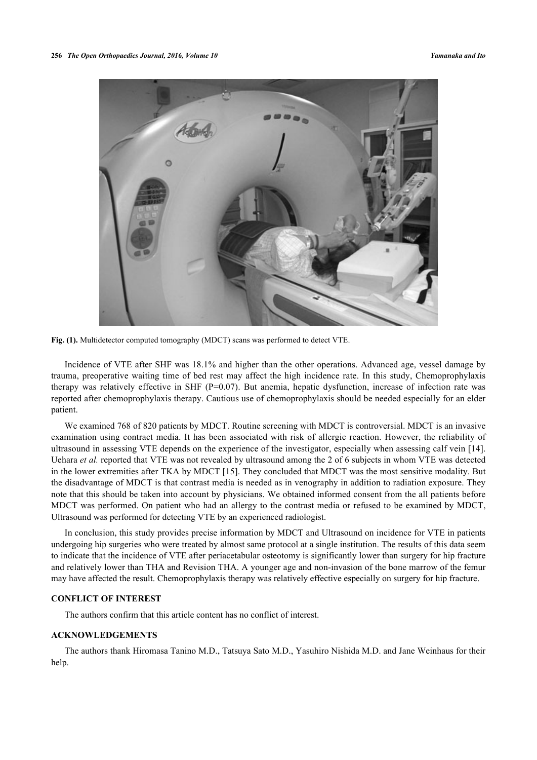Fig. (1). Multidetector computed tomography (MDCT) scans was performed to detect VTE.

Incidence of VTE after SHF was 18.1% and higher than the other operations. Advanced age, vessel damage by trauma, preoperative waiting time of bed rest may affect the high incidence rate. In this study, Chemoprophylaxis therapy was relatively effective in SHF (P=0.07). But anemia, hepatic dysfunction, increase of infection rate was reported after chemoprophylaxis therapy. Cautious use of chemoprophylaxis should be needed especially for an elder patient.

We examined 768 of 820 patients by MDCT. Routine screening with MDCT is controversial. MDCT is an invasive examination using contract media. It has been associated with risk of allergic reaction. However, the reliability of ultrasound in assessing VTE depends on the experience of the investigator, especially when assessing calf vein [14]. Uehara *et al.* reported that VTE was not revealed by ultrasound among the 2 of 6 subjects in whom VTE was detected in the lower extremities after TKA by MDCT [15]. They concluded that MDCT was the most sensitive modality. But the disadvantage of MDCT is that contrast media is needed as in venography in addition to radiation exposure. They note that this should be taken into account by physicians. We obtained informed consent from the all patients before MDCT was performed. On patient who had an allergy to the contrast media or refused to be examined by MDCT, Ultrasound was performed for detecting VTE by an experienced radiologist.

In conclusion, this study provides precise information by MDCT and Ultrasound on incidence for VTE in patients undergoing hip surgeries who were treated by almost same protocol at a single institution. The results of this data seem to indicate that the incidence of VTE after periacetabular osteotomy is significantly lower than surgery for hip fracture and relatively lower than THA and Revision THA. A younger age and non-invasion of the bone marrow of the femur may have affected the result. Chemoprophylaxis therapy was relatively effective especially on surgery for hip fracture.

## CONFLICT OF INTEREST

The authors confirm that this article content has no conflict of interest.

## ACKNOWLEDGEMENTS

The authors thank Hiromasa Tanino M.D., Tatsuya Sato M.D., Yasuhiro Nishida M.D. and Jane Weinhaus for their help.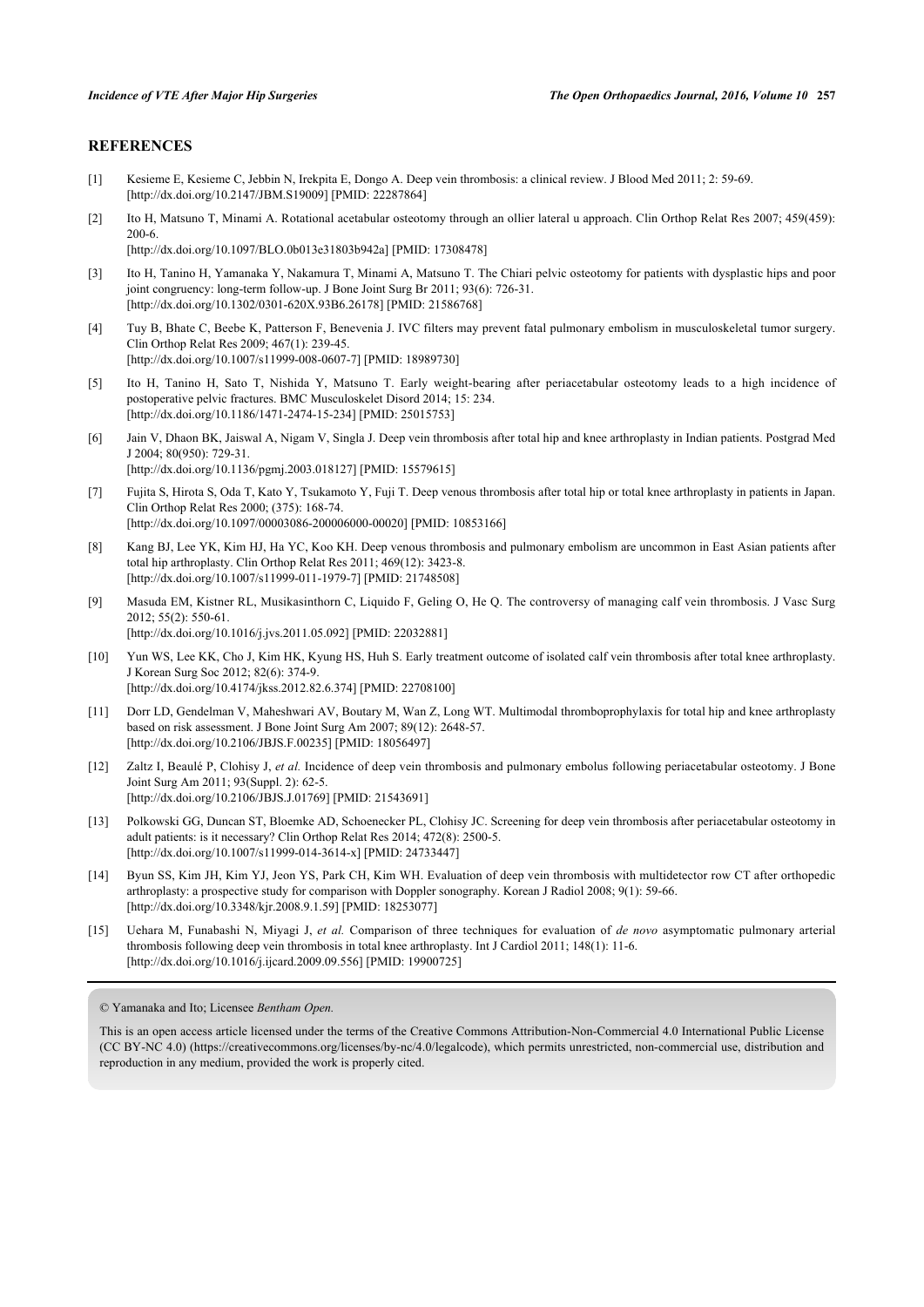## REFERENCES

[1] Kesieme E, Kesieme C, Jebbin N, Irekpita E, Dongo A. Deep vein thrombosis: a clinical review. J Blood Med 2011; 2: 59-69. [http://dx.doi.org/10.2147/JBM.S19009] [PMID: 22287864]

[2] Ito H, Matsuno T, Minami A. Rotational acetabular osteotomy through an ollier lateral u approach. Clin Orthop Relat Res 2007; 459(459): 200-6. [http://dx.doi.org/10.1097/BLO.0b013e31803b942a] [PMID: 17308478]

[3] Ito H, Tanino H, Yamanaka Y, Nakamura T, Minami A, Matsuno T. The Chiari pelvic osteotomy for patients with dysplastic hips and poor joint congruency: long-term follow-up. J Bone Joint Surg Br 2011; 93(6): 726-31. [http://dx.doi.org/10.1302/0301-620X.93B6.26178] [PMID: 21586768]

[4] Tuy B, Bhate C, Beebe K, Patterson F, Benevenia J. IVC filters may prevent fatal pulmonary embolism in musculoskeletal tumor surgery. Clin Orthop Relat Res 2009; 467(1): 239-45. [http://dx.doi.org/10.1007/s11999-008-0607-7] [PMID: 18989730]

[5] Ito H, Tanino H, Sato T, Nishida Y, Matsuno T. Early weight-bearing after periacetabular osteotomy leads to a high incidence of postoperative pelvic fractures. BMC Musculoskelet Disord 2014; 15: 234. [http://dx.doi.org/10.1186/1471-2474-15-234] [PMID: 25015753]

[6] Jain V, Dhaon BK, Jaiswal A, Nigam V, Singla J. Deep vein thrombosis after total hip and knee arthroplasty in Indian patients. Postgrad Med J 2004; 80(950): 729-31. [http://dx.doi.org/10.1136/pgmj.2003.018127] [PMID: 15579615]

[7] Fujita S, Hirota S, Oda T, Kato Y, Tsukamoto Y, Fuji T. Deep venous thrombosis after total hip or total knee arthroplasty in patients in Japan. Clin Orthop Relat Res 2000; (375): 168-74. [http://dx.doi.org/10.1097/00003086-200006000-00020] [PMID: 10853166]

[8] Kang BJ, Lee YK, Kim HJ, Ha YC, Koo KH. Deep venous thrombosis and pulmonary embolism are uncommon in East Asian patients after total hip arthroplasty. Clin Orthop Relat Res 2011; 469(12): 3423-8. [http://dx.doi.org/10.1007/s11999-011-1979-7] [PMID: 21748508]

[9] Masuda EM, Kistner RL, Musikasinthorn C, Liquido F, Geling O, He Q. The controversy of managing calf vein thrombosis. J Vasc Surg 2012; 55(2): 550-61. [http://dx.doi.org/10.1016/j.jvs.2011.05.092] [PMID: 22032881]

[10] Yun WS, Lee KK, Cho J, Kim HK, Kyung HS, Huh S. Early treatment outcome of isolated calf vein thrombosis after total knee arthroplasty. J Korean Surg Soc 2012; 82(6): 374-9. [http://dx.doi.org/10.4174/jkss.2012.82.6.374] [PMID: 22708100]

[11] Dorr LD, Gendelman V, Maheshwari AV, Boutary M, Wan Z, Long WT. Multimodal thromboprophylaxis for total hip and knee arthroplasty based on risk assessment. J Bone Joint Surg Am 2007; 89(12): 2648-57. [http://dx.doi.org/10.2106/JBJS.F.00235] [PMID: 18056497]

[12] Zaltz I, Beaulé P, Clohisy J, *et al.* Incidence of deep vein thrombosis and pulmonary embolus following periacetabular osteotomy. J Bone Joint Surg Am 2011; 93(Suppl. 2): 62-5. [http://dx.doi.org/10.2106/JBJS.J.01769] [PMID: 21543691]

[13] Polkowski GG, Duncan ST, Bloemke AD, Schoenecker PL, Clohisy JC. Screening for deep vein thrombosis after periacetabular osteotomy in adult patients: is it necessary? Clin Orthop Relat Res 2014; 472(8): 2500-5. [http://dx.doi.org/10.1007/s11999-014-3614-x] [PMID: 24733447]

[14] Byun SS, Kim JH, Kim YJ, Jeon YS, Park CH, Kim WH. Evaluation of deep vein thrombosis with multidetector row CT after orthopedic arthroplasty: a prospective study for comparison with Doppler sonography. Korean J Radiol 2008; 9(1): 59-66. [http://dx.doi.org/10.3348/kjr.2008.9.1.59] [PMID: 18253077]

[15] Uehara M, Funabashi N, Miyagi J, *et al.* Comparison of three techniques for evaluation of *de novo* asymptomatic pulmonary arterial thrombosis following deep vein thrombosis in total knee arthroplasty. Int J Cardiol 2011; 148(1): 11-6. [http://dx.doi.org/10.1016/j.ijcard.2009.09.556] [PMID: 19900725]

© Yamanaka and Ito; Licensee *Bentham Open.*

This is an open access article licensed under the terms of the Creative Commons Attribution-Non-Commercial 4.0 International Public License (CC BY-NC 4.0) (https://creativecommons.org/licenses/by-nc/4.0/legalcode), which permits unrestricted, non-commercial use, distribution and reproduction in any medium, provided the work is properly cited.